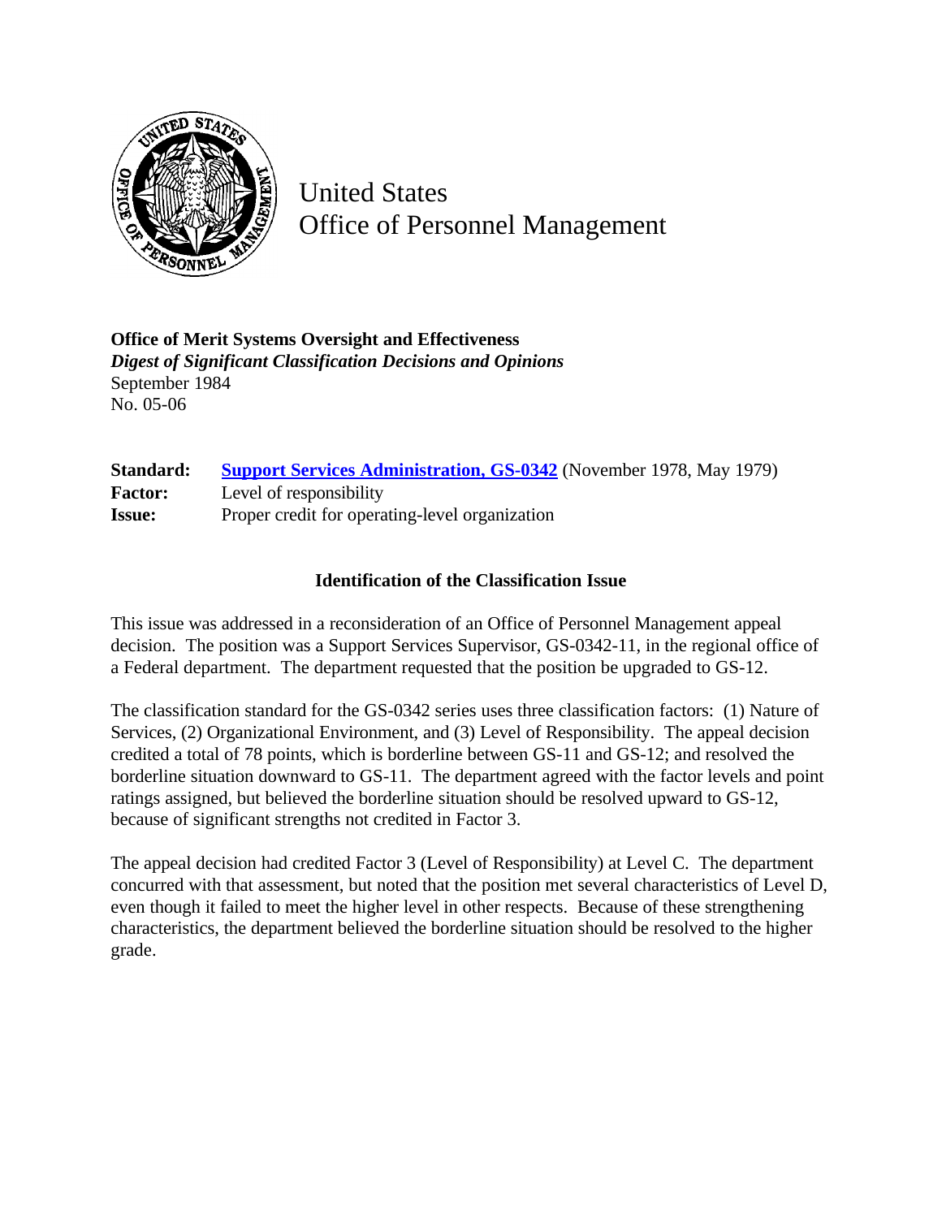United States
Office of Personnel Management

**Office of Merit Systems Oversight and Effectiveness**
***Digest of Significant Classification Decisions and Opinions***
September 1984
No. 05-06

| | |
|---|---|
| **Standard:** | **Support Services Administration, GS-0342** (November 1978, May 1979) |
| **Factor:** | Level of responsibility |
| **Issue:** | Proper credit for operating-level organization |

## Identification of the Classification Issue

This issue was addressed in a reconsideration of an Office of Personnel Management appeal decision. The position was a Support Services Supervisor, GS-0342-11, in the regional office of a Federal department. The department requested that the position be upgraded to GS-12.

The classification standard for the GS-0342 series uses three classification factors: (1) Nature of Services, (2) Organizational Environment, and (3) Level of Responsibility. The appeal decision credited a total of 78 points, which is borderline between GS-11 and GS-12; and resolved the borderline situation downward to GS-11. The department agreed with the factor levels and point ratings assigned, but believed the borderline situation should be resolved upward to GS-12, because of significant strengths not credited in Factor 3.

The appeal decision had credited Factor 3 (Level of Responsibility) at Level C. The department concurred with that assessment, but noted that the position met several characteristics of Level D, even though it failed to meet the higher level in other respects. Because of these strengthening characteristics, the department believed the borderline situation should be resolved to the higher grade.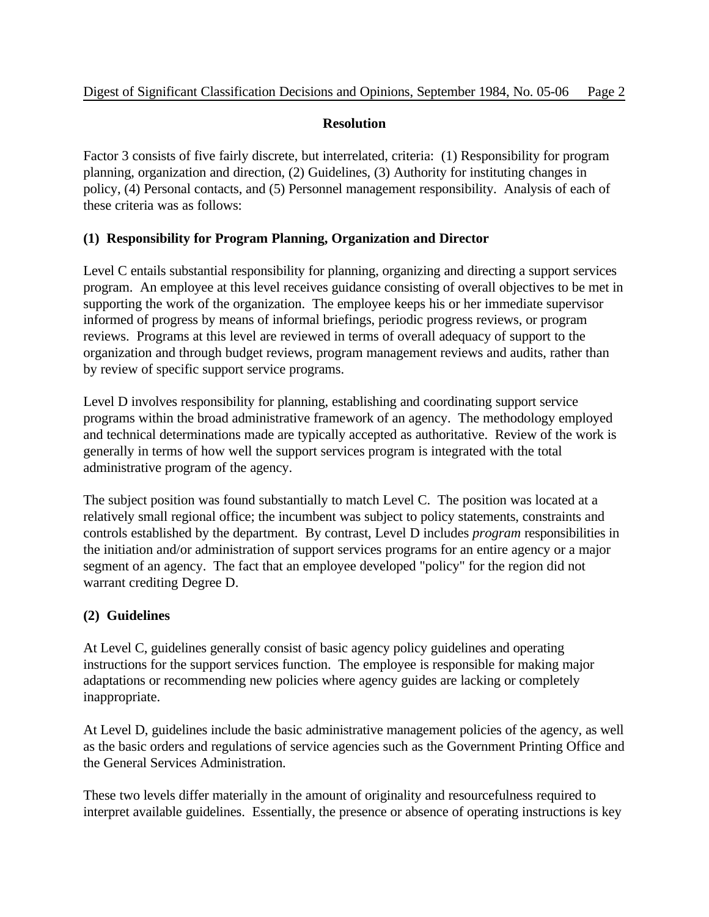## Resolution

Factor 3 consists of five fairly discrete, but interrelated, criteria: (1) Responsibility for program planning, organization and direction, (2) Guidelines, (3) Authority for instituting changes in policy, (4) Personal contacts, and (5) Personnel management responsibility. Analysis of each of these criteria was as follows:

### (1) Responsibility for Program Planning, Organization and Director

Level C entails substantial responsibility for planning, organizing and directing a support services program. An employee at this level receives guidance consisting of overall objectives to be met in supporting the work of the organization. The employee keeps his or her immediate supervisor informed of progress by means of informal briefings, periodic progress reviews, or program reviews. Programs at this level are reviewed in terms of overall adequacy of support to the organization and through budget reviews, program management reviews and audits, rather than by review of specific support service programs.

Level D involves responsibility for planning, establishing and coordinating support service programs within the broad administrative framework of an agency. The methodology employed and technical determinations made are typically accepted as authoritative. Review of the work is generally in terms of how well the support services program is integrated with the total administrative program of the agency.

The subject position was found substantially to match Level C. The position was located at a relatively small regional office; the incumbent was subject to policy statements, constraints and controls established by the department. By contrast, Level D includes *program* responsibilities in the initiation and/or administration of support services programs for an entire agency or a major segment of an agency. The fact that an employee developed "policy" for the region did not warrant crediting Degree D.

### (2) Guidelines

At Level C, guidelines generally consist of basic agency policy guidelines and operating instructions for the support services function. The employee is responsible for making major adaptations or recommending new policies where agency guides are lacking or completely inappropriate.

At Level D, guidelines include the basic administrative management policies of the agency, as well as the basic orders and regulations of service agencies such as the Government Printing Office and the General Services Administration.

These two levels differ materially in the amount of originality and resourcefulness required to interpret available guidelines. Essentially, the presence or absence of operating instructions is key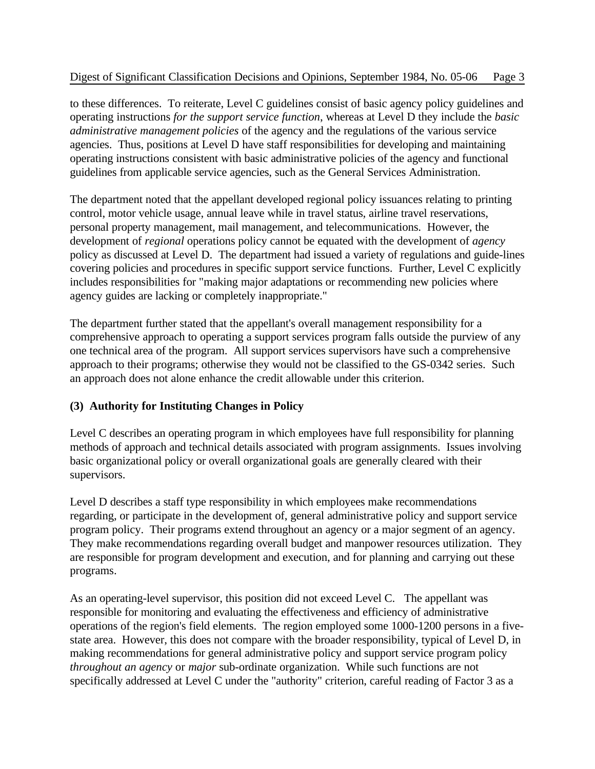to these differences. To reiterate, Level C guidelines consist of basic agency policy guidelines and operating instructions *for the support service function*, whereas at Level D they include the *basic administrative management policies* of the agency and the regulations of the various service agencies. Thus, positions at Level D have staff responsibilities for developing and maintaining operating instructions consistent with basic administrative policies of the agency and functional guidelines from applicable service agencies, such as the General Services Administration.

The department noted that the appellant developed regional policy issuances relating to printing control, motor vehicle usage, annual leave while in travel status, airline travel reservations, personal property management, mail management, and telecommunications. However, the development of *regional* operations policy cannot be equated with the development of *agency* policy as discussed at Level D. The department had issued a variety of regulations and guide-lines covering policies and procedures in specific support service functions. Further, Level C explicitly includes responsibilities for "making major adaptations or recommending new policies where agency guides are lacking or completely inappropriate."

The department further stated that the appellant's overall management responsibility for a comprehensive approach to operating a support services program falls outside the purview of any one technical area of the program. All support services supervisors have such a comprehensive approach to their programs; otherwise they would not be classified to the GS-0342 series. Such an approach does not alone enhance the credit allowable under this criterion.

### (3) Authority for Instituting Changes in Policy

Level C describes an operating program in which employees have full responsibility for planning methods of approach and technical details associated with program assignments. Issues involving basic organizational policy or overall organizational goals are generally cleared with their supervisors.

Level D describes a staff type responsibility in which employees make recommendations regarding, or participate in the development of, general administrative policy and support service program policy. Their programs extend throughout an agency or a major segment of an agency. They make recommendations regarding overall budget and manpower resources utilization. They are responsible for program development and execution, and for planning and carrying out these programs.

As an operating-level supervisor, this position did not exceed Level C. The appellant was responsible for monitoring and evaluating the effectiveness and efficiency of administrative operations of the region's field elements. The region employed some 1000-1200 persons in a five-state area. However, this does not compare with the broader responsibility, typical of Level D, in making recommendations for general administrative policy and support service program policy *throughout an agency* or *major* sub-ordinate organization. While such functions are not specifically addressed at Level C under the "authority" criterion, careful reading of Factor 3 as a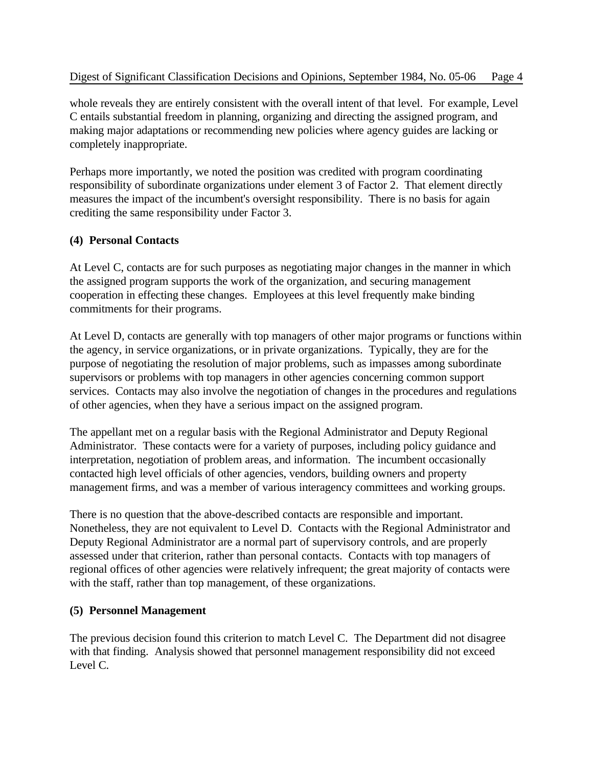whole reveals they are entirely consistent with the overall intent of that level. For example, Level C entails substantial freedom in planning, organizing and directing the assigned program, and making major adaptations or recommending new policies where agency guides are lacking or completely inappropriate.

Perhaps more importantly, we noted the position was credited with program coordinating responsibility of subordinate organizations under element 3 of Factor 2. That element directly measures the impact of the incumbent's oversight responsibility. There is no basis for again crediting the same responsibility under Factor 3.

**(4) Personal Contacts**

At Level C, contacts are for such purposes as negotiating major changes in the manner in which the assigned program supports the work of the organization, and securing management cooperation in effecting these changes. Employees at this level frequently make binding commitments for their programs.

At Level D, contacts are generally with top managers of other major programs or functions within the agency, in service organizations, or in private organizations. Typically, they are for the purpose of negotiating the resolution of major problems, such as impasses among subordinate supervisors or problems with top managers in other agencies concerning common support services. Contacts may also involve the negotiation of changes in the procedures and regulations of other agencies, when they have a serious impact on the assigned program.

The appellant met on a regular basis with the Regional Administrator and Deputy Regional Administrator. These contacts were for a variety of purposes, including policy guidance and interpretation, negotiation of problem areas, and information. The incumbent occasionally contacted high level officials of other agencies, vendors, building owners and property management firms, and was a member of various interagency committees and working groups.

There is no question that the above-described contacts are responsible and important. Nonetheless, they are not equivalent to Level D. Contacts with the Regional Administrator and Deputy Regional Administrator are a normal part of supervisory controls, and are properly assessed under that criterion, rather than personal contacts. Contacts with top managers of regional offices of other agencies were relatively infrequent; the great majority of contacts were with the staff, rather than top management, of these organizations.

**(5) Personnel Management**

The previous decision found this criterion to match Level C. The Department did not disagree with that finding. Analysis showed that personnel management responsibility did not exceed Level C.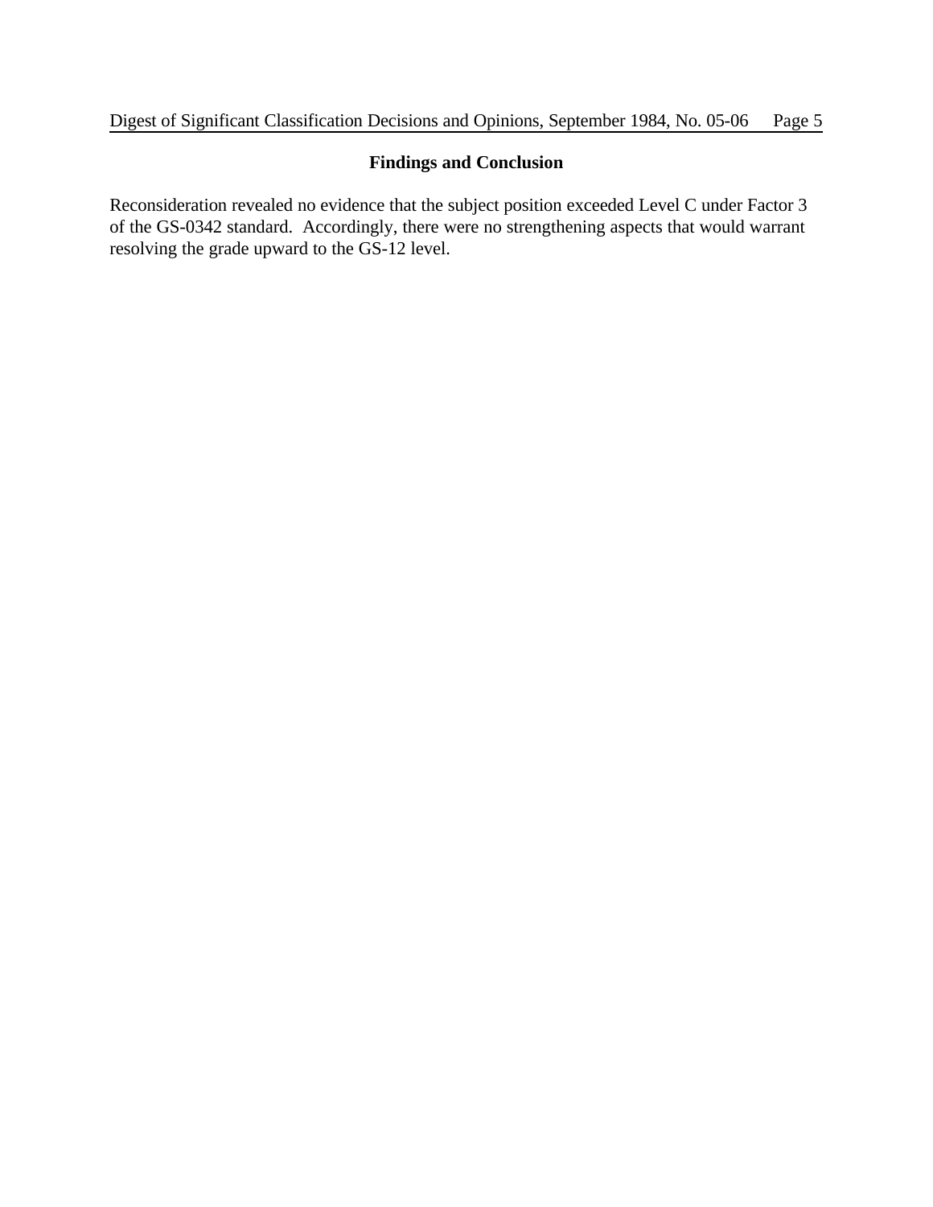## Findings and Conclusion

Reconsideration revealed no evidence that the subject position exceeded Level C under Factor 3 of the GS-0342 standard. Accordingly, there were no strengthening aspects that would warrant resolving the grade upward to the GS-12 level.